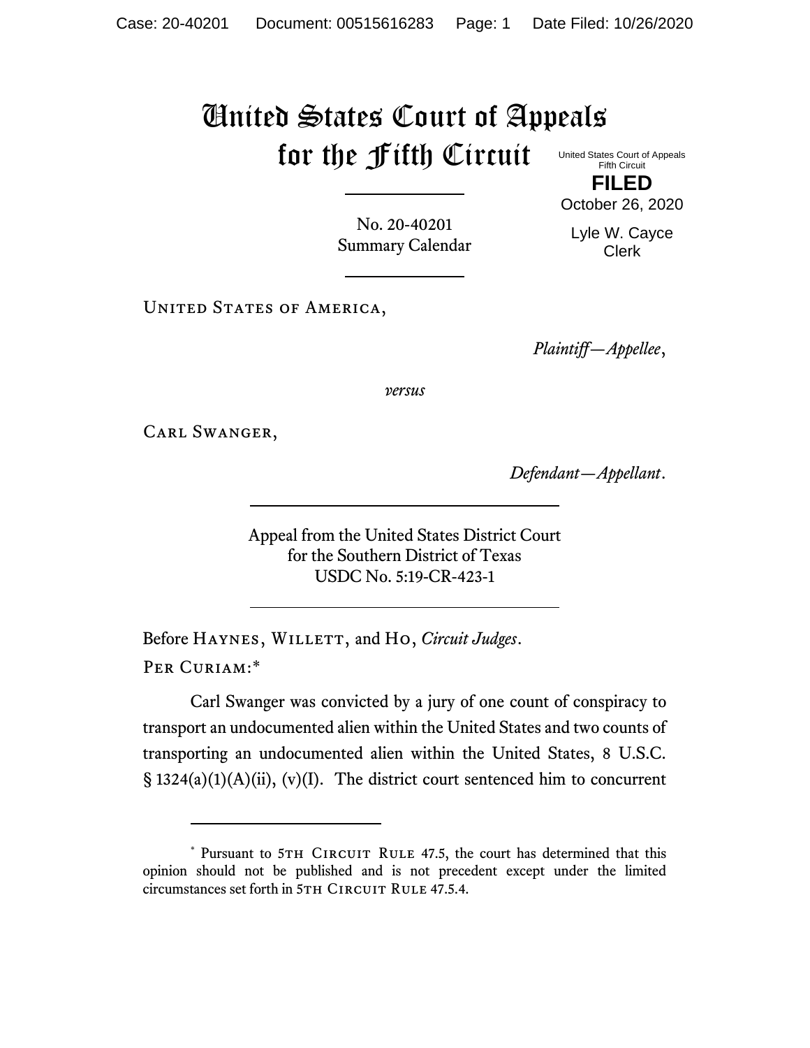# United States Court of Appeals for the Fifth Circuit

United States Court of Appeals
Fifth Circuit

**FILED**

October 26, 2020

Lyle W. Cayce
Clerk

No. 20-40201
Summary Calendar

United States of America,

*Plaintiff—Appellee*,

*versus*

Carl Swanger,

*Defendant—Appellant*.

Appeal from the United States District Court
for the Southern District of Texas
USDC No. 5:19-CR-423-1

Before Haynes, Willett, and Ho, *Circuit Judges*.

Per Curiam:*

Carl Swanger was convicted by a jury of one count of conspiracy to transport an undocumented alien within the United States and two counts of transporting an undocumented alien within the United States, 8 U.S.C. § 1324(a)(1)(A)(ii), (v)(I). The district court sentenced him to concurrent

---

\* Pursuant to 5th Circuit Rule 47.5, the court has determined that this opinion should not be published and is not precedent except under the limited circumstances set forth in 5th Circuit Rule 47.5.4.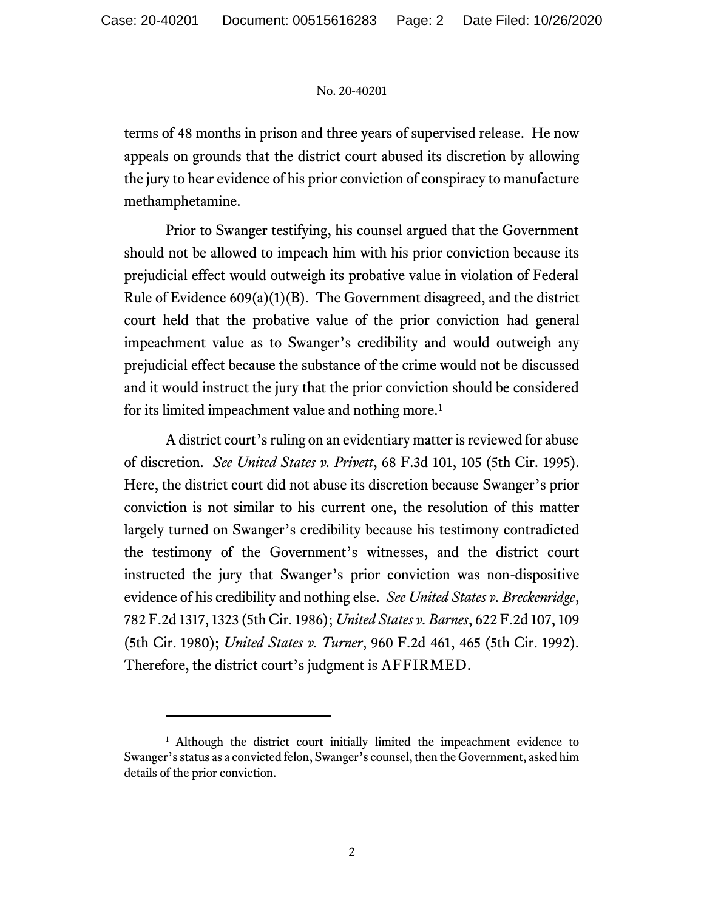terms of 48 months in prison and three years of supervised release. He now appeals on grounds that the district court abused its discretion by allowing the jury to hear evidence of his prior conviction of conspiracy to manufacture methamphetamine.

Prior to Swanger testifying, his counsel argued that the Government should not be allowed to impeach him with his prior conviction because its prejudicial effect would outweigh its probative value in violation of Federal Rule of Evidence 609(a)(1)(B). The Government disagreed, and the district court held that the probative value of the prior conviction had general impeachment value as to Swanger's credibility and would outweigh any prejudicial effect because the substance of the crime would not be discussed and it would instruct the jury that the prior conviction should be considered for its limited impeachment value and nothing more.[1]

A district court's ruling on an evidentiary matter is reviewed for abuse of discretion. *See United States v. Privett*, 68 F.3d 101, 105 (5th Cir. 1995). Here, the district court did not abuse its discretion because Swanger's prior conviction is not similar to his current one, the resolution of this matter largely turned on Swanger's credibility because his testimony contradicted the testimony of the Government's witnesses, and the district court instructed the jury that Swanger's prior conviction was non-dispositive evidence of his credibility and nothing else. *See United States v. Breckenridge*, 782 F.2d 1317, 1323 (5th Cir. 1986); *United States v. Barnes*, 622 F.2d 107, 109 (5th Cir. 1980); *United States v. Turner*, 960 F.2d 461, 465 (5th Cir. 1992). Therefore, the district court's judgment is AFFIRMED.

---

[1] Although the district court initially limited the impeachment evidence to Swanger's status as a convicted felon, Swanger's counsel, then the Government, asked him details of the prior conviction.